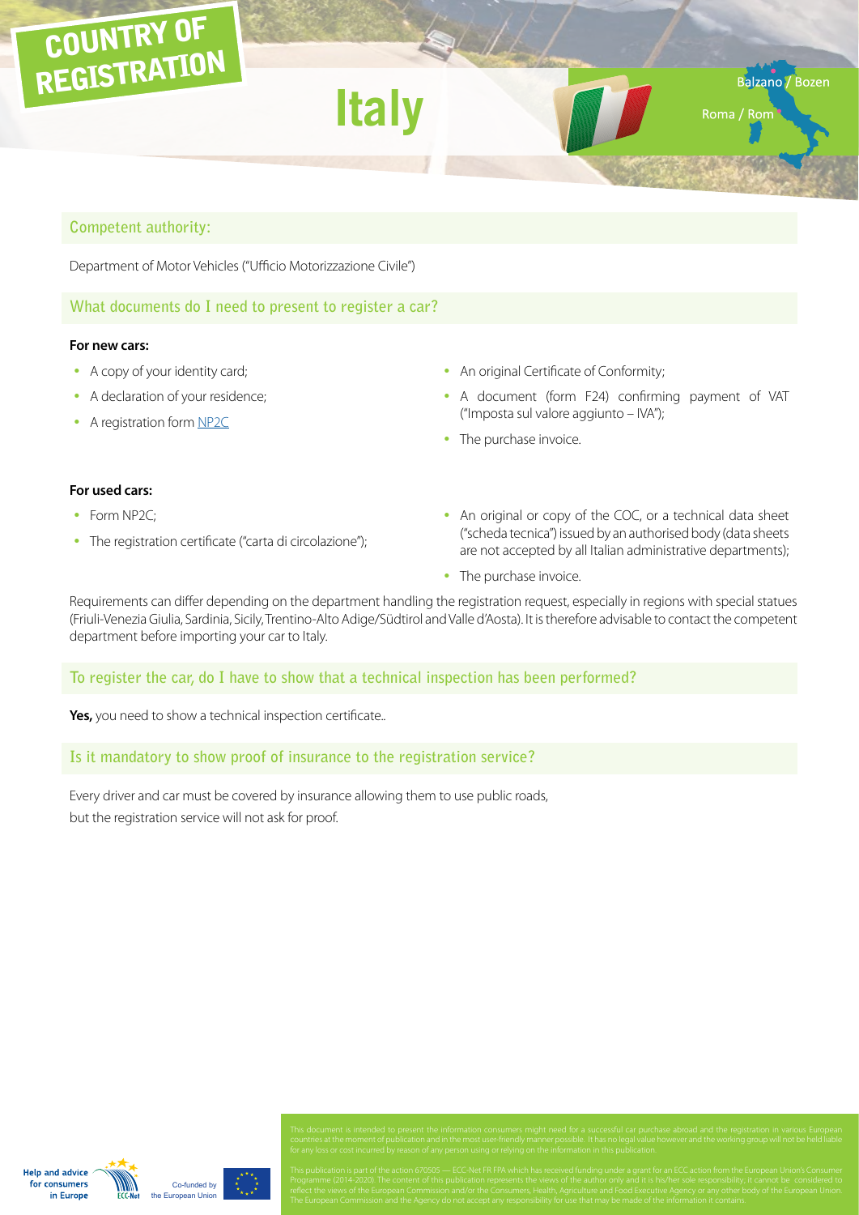# COUNTRY OF REGISTRATION

# Italy

Balzano / Bozen

Roma / Rom

## Competent authority:

Department of Motor Vehicles ("Ufficio Motorizzazione Civile")

## What documents do I need to present to register a car?

**For new cars:**

- A copy of your identity card;
- A declaration of your residence;
- A registration form NP2C
- An original Certificate of Conformity;
- A document (form F24) confirming payment of VAT ("Imposta sul valore aggiunto – IVA");
- The purchase invoice.

**For used cars:**

- Form NP2C;
- The registration certificate ("carta di circolazione");
- An original or copy of the COC, or a technical data sheet ("scheda tecnica") issued by an authorised body (data sheets are not accepted by all Italian administrative departments);
- The purchase invoice.

Requirements can differ depending on the department handling the registration request, especially in regions with special statues (Friuli-Venezia Giulia, Sardinia, Sicily, Trentino-Alto Adige/Südtirol and Valle d'Aosta). It is therefore advisable to contact the competent department before importing your car to Italy.

## To register the car, do I have to show that a technical inspection has been performed?

**Yes,** you need to show a technical inspection certificate..

## Is it mandatory to show proof of insurance to the registration service?

Every driver and car must be covered by insurance allowing them to use public roads, but the registration service will not ask for proof.

This document is intended to present the information consumers might need for a successful car purchase abroad and the registration in various European countries at the moment of publication and in the most user-friendly manner possible. It has no legal value however and the working group will not be held liable for any loss or cost incurred by reason of any person using or relying on the information in this publication.

This publication is part of the action 670505 — ECC-Net FR FPA which has received funding under a grant for an ECC action from the European Union's Consumer Programme (2014-2020). The content of this publication represents the views of the author only and it is his/her sole responsibility; it cannot be considered to reflect the views of the European Commission and/or the Consumers, Health, Agriculture and Food Executive Agency or any other body of the European Union. The European Commission and the Agency do not accept any responsibility for use that may be made of the information it contains.

Help and advice for consumers in Europe

ECC-Net

Co-funded by the European Union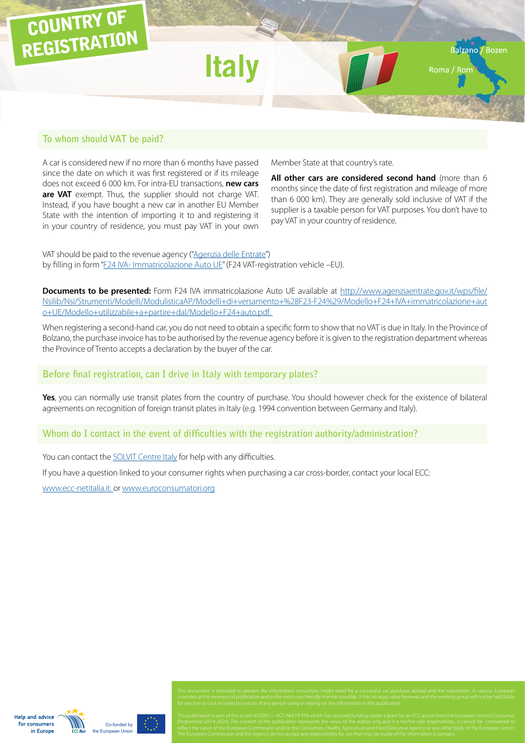COUNTRY OF REGISTRATION

# Italy

Balzano / Bozen

Roma / Rom

## To whom should VAT be paid?

A car is considered new if no more than 6 months have passed since the date on which it was first registered or if its mileage does not exceed 6 000 km. For intra-EU transactions, **new cars are VAT** exempt. Thus, the supplier should not charge VAT. Instead, if you have bought a new car in another EU Member State with the intention of importing it to and registering it in your country of residence, you must pay VAT in your own Member State at that country's rate.

**All other cars are considered second hand** (more than 6 months since the date of first registration and mileage of more than 6 000 km). They are generally sold inclusive of VAT if the supplier is a taxable person for VAT purposes. You don't have to pay VAT in your country of residence.

VAT should be paid to the revenue agency ("Agenzia delle Entrate") by filling in form "F24 IVA- Immatricolazione Auto UE" (F24 VAT-registration vehicle –EU).

**Documents to be presented:** Form F24 IVA immatricolazione Auto UE available at http://www.agenziaentrate.gov.it/wps/file/Nsilib/Nsi/Strumenti/Modelli/ModulisticaAP/Modelli+di+versamento+%28F23-F24%29/Modello+F24+IVA+immatricolazione+auto+UE/Modello+utilizzabile+a+partire+dal/Modello+F24+auto.pdf.

When registering a second-hand car, you do not need to obtain a specific form to show that no VAT is due in Italy. In the Province of Bolzano, the purchase invoice has to be authorised by the revenue agency before it is given to the registration department whereas the Province of Trento accepts a declaration by the buyer of the car.

## Before final registration, can I drive in Italy with temporary plates?

**Yes**, you can normally use transit plates from the country of purchase. You should however check for the existence of bilateral agreements on recognition of foreign transit plates in Italy (e.g. 1994 convention between Germany and Italy).

## Whom do I contact in the event of difficulties with the registration authority/administration?

You can contact the SOLVIT Centre Italy for help with any difficulties.

If you have a question linked to your consumer rights when purchasing a car cross-border, contact your local ECC:

www.ecc-netitalia.it. or www.euroconsumatori.org

This document is intended to present the information consumers might need for a successful car purchase abroad and the registration in various European countries at the moment of publication and in the most user-friendly manner possible. It has no legal value however and the working group will not be held liable for any loss or cost incurred by reason of any person using or relying on the information in this publication.

This publication is part of the action 670505 — ECC-Net FR FPA which has received funding under a grant for an ECC action from the European Union's Consumer Programme (2014-2020). The content of this publication represents the views of the author only and it is his/her sole responsibility; it cannot be considered to reflect the views of the European Commission and/or the Consumers, Health, Agriculture and Food Executive Agency or any other body of the European Union. The European Commission and the Agency do not accept any responsibility for use that may be made of the information it contains.

Help and advice for consumers in Europe

ECC-Net

Co-funded by the European Union